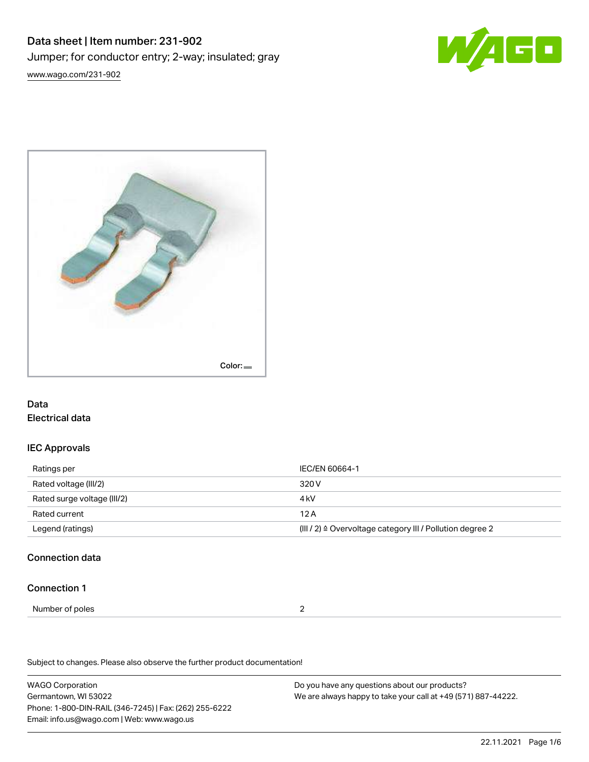# Data sheet | Item number: 231-902

Jumper; for conductor entry; 2-way; insulated; gray

www.wago.com/231-902

Color:

## Data

### Electrical data

#### IEC Approvals

| | |
|---|---|
| Ratings per | IEC/EN 60664-1 |
| Rated voltage (III/2) | 320 V |
| Rated surge voltage (III/2) | 4 kV |
| Rated current | 12 A |
| Legend (ratings) | (III / 2) ≙ Overvoltage category III / Pollution degree 2 |

### Connection data

#### Connection 1

| | |
|---|---|
| Number of poles | 2 |

Subject to changes. Please also observe the further product documentation!

WAGO Corporation
Germantown, WI 53022
Phone: 1-800-DIN-RAIL (346-7245) | Fax: (262) 255-6222
Email: info.us@wago.com | Web: www.wago.us

Do you have any questions about our products?
We are always happy to take your call at +49 (571) 887-44222.

22.11.2021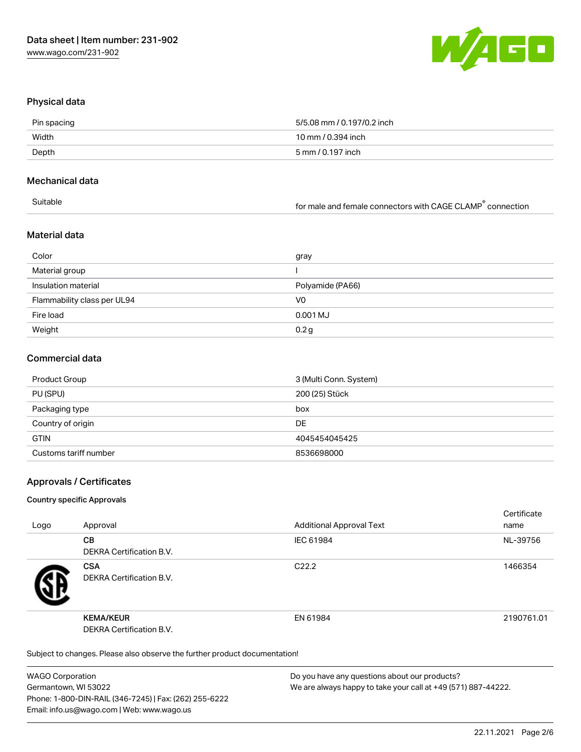## Physical data

| | |
|---|---|
| Pin spacing | 5/5.08 mm / 0.197/0.2 inch |
| Width | 10 mm / 0.394 inch |
| Depth | 5 mm / 0.197 inch |

## Mechanical data

| | |
|---|---|
| Suitable | for male and female connectors with CAGE CLAMP® connection |

## Material data

| | |
|---|---|
| Color | gray |
| Material group | I |
| Insulation material | Polyamide (PA66) |
| Flammability class per UL94 | V0 |
| Fire load | 0.001 MJ |
| Weight | 0.2 g |

## Commercial data

| | |
|---|---|
| Product Group | 3 (Multi Conn. System) |
| PU (SPU) | 200 (25) Stück |
| Packaging type | box |
| Country of origin | DE |
| GTIN | 4045454045425 |
| Customs tariff number | 8536698000 |

## Approvals / Certificates

### Country specific Approvals

| Logo | Approval | Additional Approval Text | Certificate name |
|---|---|---|---|
| | **CB**<br>DEKRA Certification B.V. | IEC 61984 | NL-39756 |
| | **CSA**<br>DEKRA Certification B.V. | C22.2 | 1466354 |
| | **KEMA/KEUR**<br>DEKRA Certification B.V. | EN 61984 | 2190761.01 |

Subject to changes. Please also observe the further product documentation!

WAGO Corporation
Germantown, WI 53022
Phone: 1-800-DIN-RAIL (346-7245) | Fax: (262) 255-6222
Email: info.us@wago.com | Web: www.wago.us

Do you have any questions about our products?
We are always happy to take your call at +49 (571) 887-44222.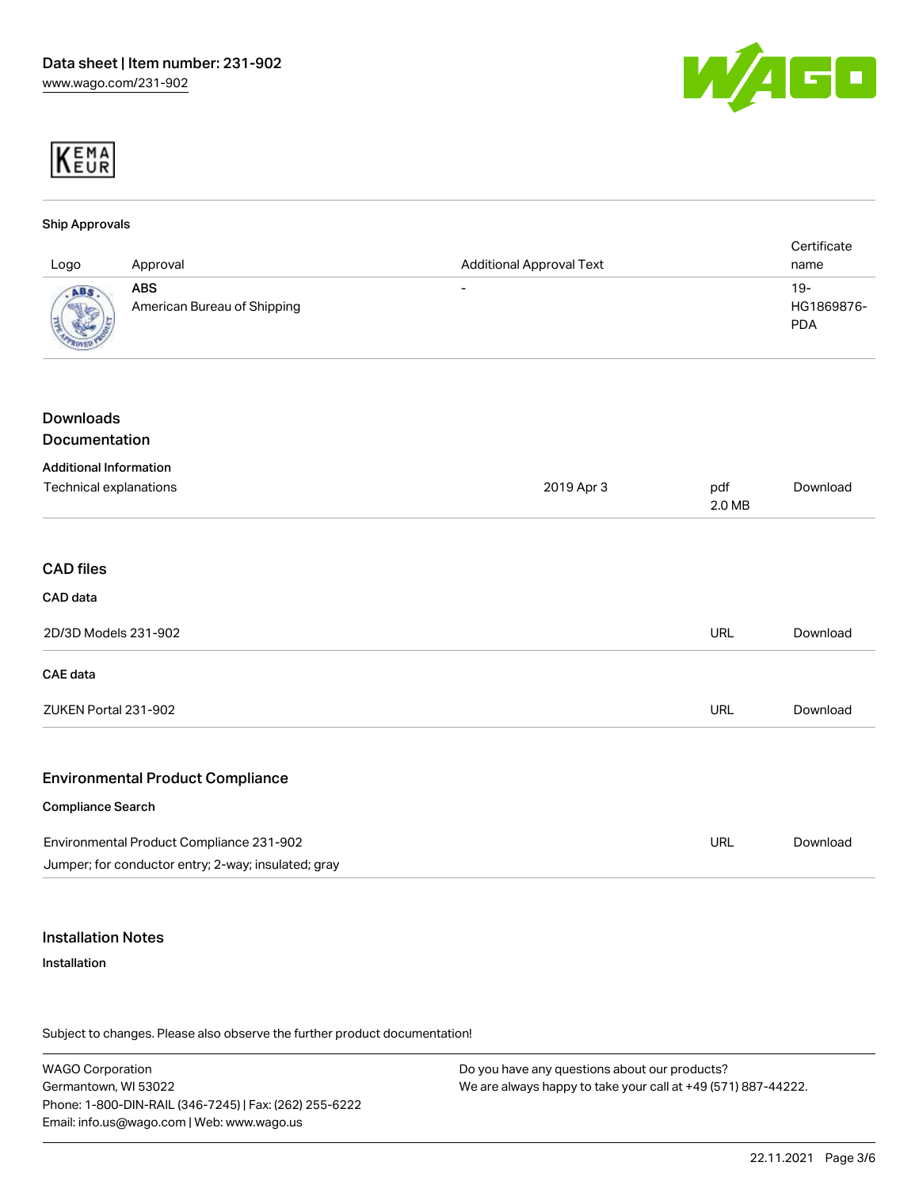KEMA EUR

### Ship Approvals

| Logo | Approval | Additional Approval Text | Certificate name |
| --- | --- | --- | --- |
| | **ABS** American Bureau of Shipping | - | 19-HG1869876-PDA |

## Downloads

## Documentation

### Additional Information

| | | | |
| --- | --- | --- | --- |
| Technical explanations | 2019 Apr 3 | pdf 2.0 MB | Download |

## CAD files

### CAD data

| | | |
| --- | --- | --- |
| 2D/3D Models 231-902 | URL | Download |

### CAE data

| | | |
| --- | --- | --- |
| ZUKEN Portal 231-902 | URL | Download |

## Environmental Product Compliance

### Compliance Search

| | | |
| --- | --- | --- |
| Environmental Product Compliance 231-902<br>Jumper; for conductor entry; 2-way; insulated; gray | URL | Download |

## Installation Notes

### Installation

Subject to changes. Please also observe the further product documentation!

WAGO Corporation
Germantown, WI 53022
Phone: 1-800-DIN-RAIL (346-7245) | Fax: (262) 255-6222
Email: info.us@wago.com | Web: www.wago.us

Do you have any questions about our products?
We are always happy to take your call at +49 (571) 887-44222.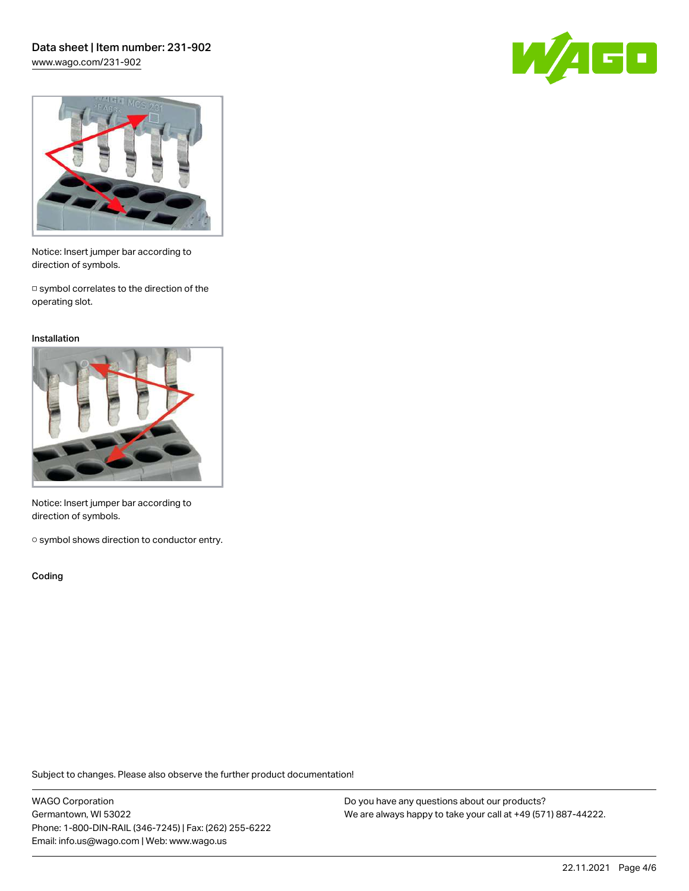Notice: Insert jumper bar according to direction of symbols.

□ symbol correlates to the direction of the operating slot.

### Installation

Notice: Insert jumper bar according to direction of symbols.

○ symbol shows direction to conductor entry.

### Coding

Subject to changes. Please also observe the further product documentation!

WAGO Corporation
Germantown, WI 53022
Phone: 1-800-DIN-RAIL (346-7245) | Fax: (262) 255-6222
Email: info.us@wago.com | Web: www.wago.us

Do you have any questions about our products?
We are always happy to take your call at +49 (571) 887-44222.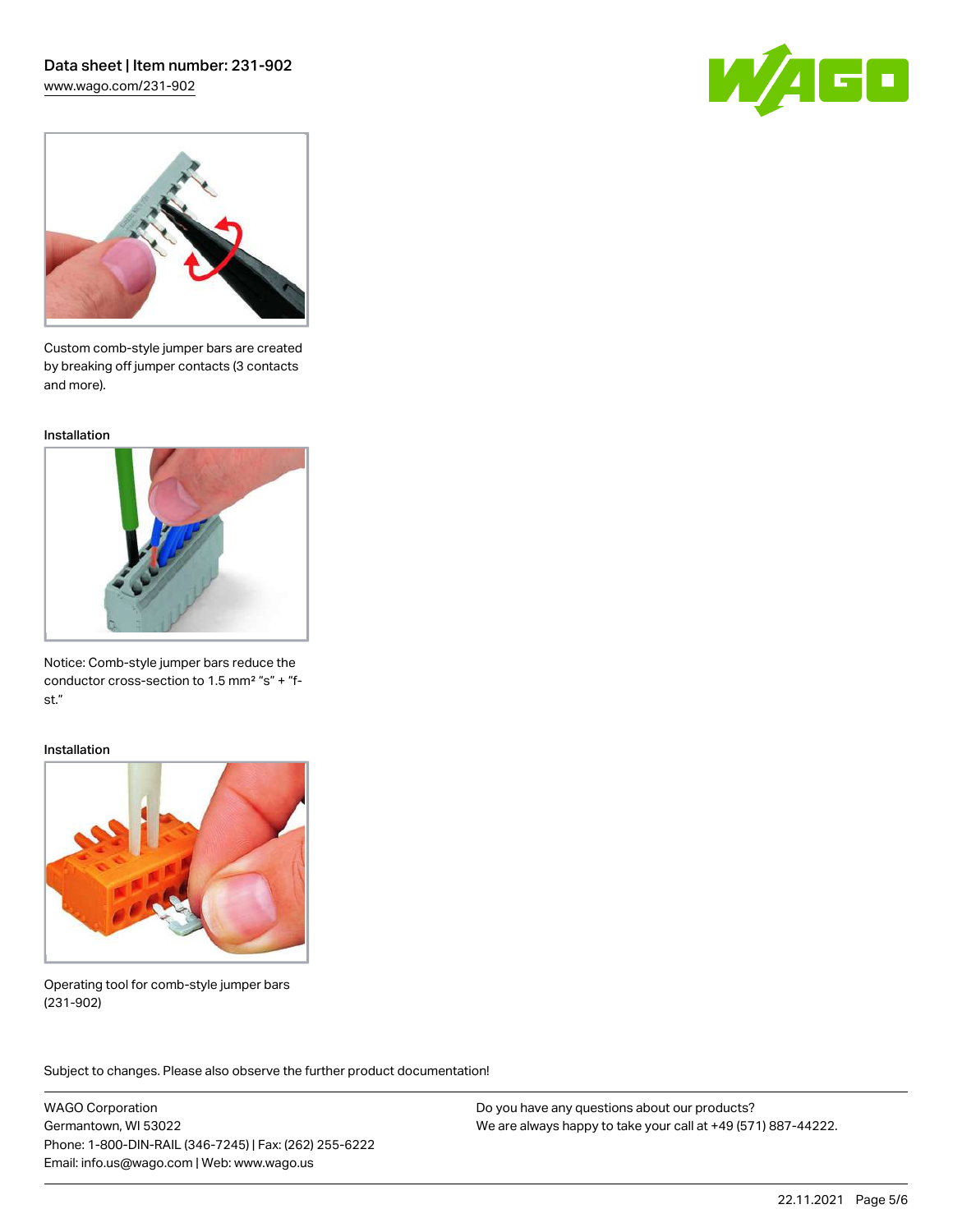Custom comb-style jumper bars are created by breaking off jumper contacts (3 contacts and more).

Installation

Notice: Comb-style jumper bars reduce the conductor cross-section to 1.5 mm² "s" + "f-st."

Installation

Operating tool for comb-style jumper bars (231-902)

Subject to changes. Please also observe the further product documentation!

WAGO Corporation
Germantown, WI 53022
Phone: 1-800-DIN-RAIL (346-7245) | Fax: (262) 255-6222
Email: info.us@wago.com | Web: www.wago.us

Do you have any questions about our products?
We are always happy to take your call at +49 (571) 887-44222.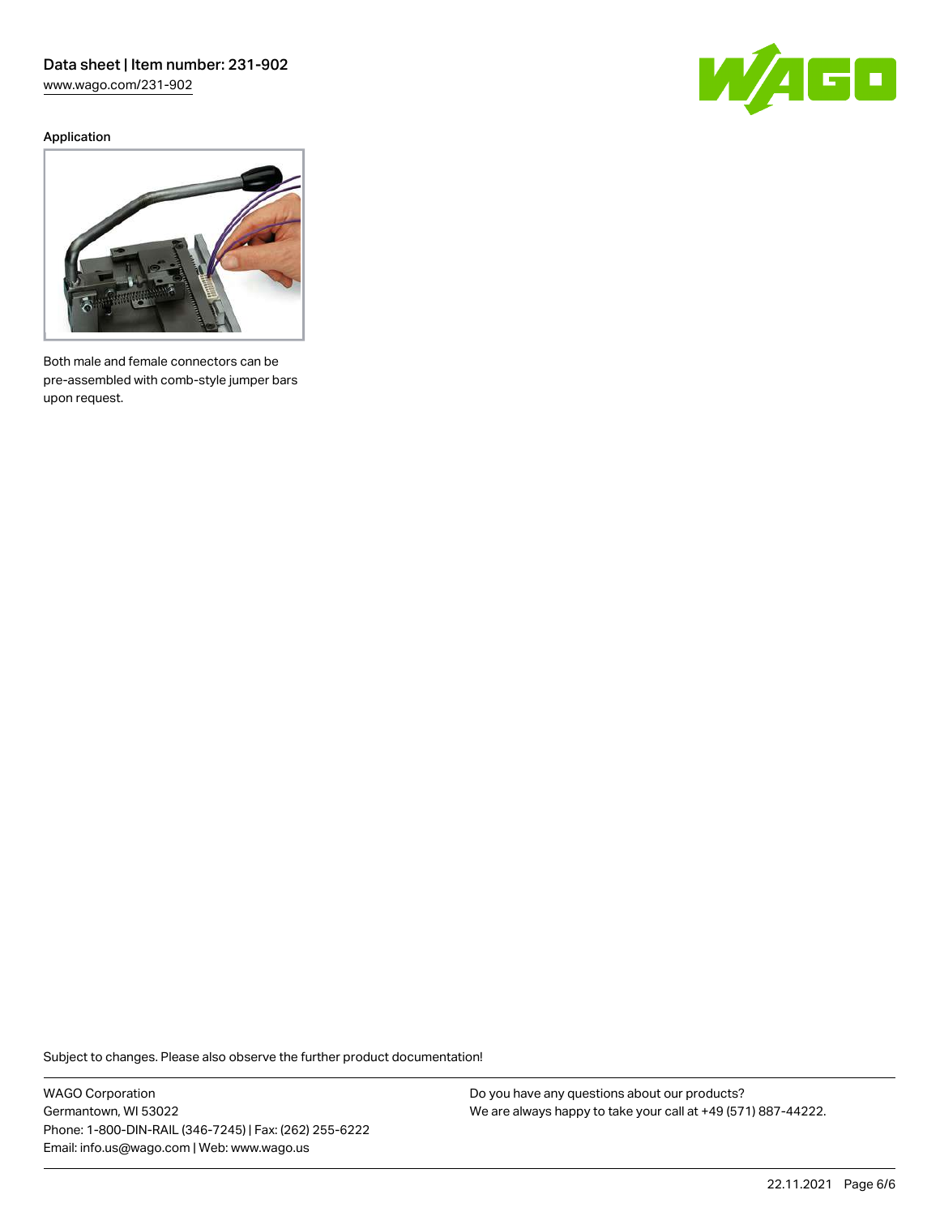Application

Both male and female connectors can be pre-assembled with comb-style jumper bars upon request.

Subject to changes. Please also observe the further product documentation!

WAGO Corporation
Germantown, WI 53022
Phone: 1-800-DIN-RAIL (346-7245) | Fax: (262) 255-6222
Email: info.us@wago.com | Web: www.wago.us

Do you have any questions about our products?
We are always happy to take your call at +49 (571) 887-44222.